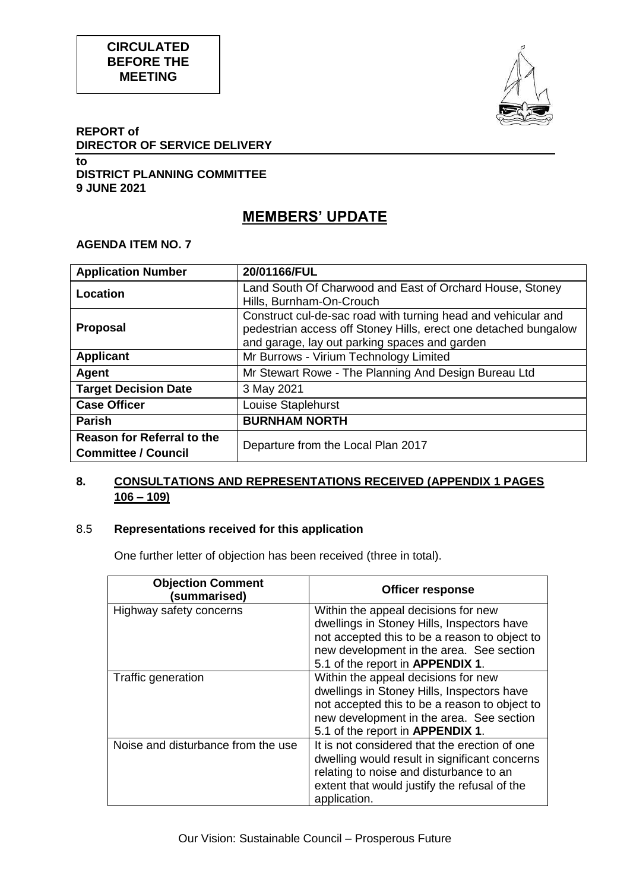**CIRCULATED BEFORE THE MEETING**

**REPORT of**
**DIRECTOR OF SERVICE DELIVERY**
**to**
**DISTRICT PLANNING COMMITTEE**
**9 JUNE 2021**

# MEMBERS' UPDATE

**AGENDA ITEM NO. 7**

| | |
|---|---|
| **Application Number** | **20/01166/FUL** |
| **Location** | Land South Of Charwood and East of Orchard House, Stoney Hills, Burnham-On-Crouch |
| **Proposal** | Construct cul-de-sac road with turning head and vehicular and pedestrian access off Stoney Hills, erect one detached bungalow and garage, lay out parking spaces and garden |
| **Applicant** | Mr Burrows - Virium Technology Limited |
| **Agent** | Mr Stewart Rowe - The Planning And Design Bureau Ltd |
| **Target Decision Date** | 3 May 2021 |
| **Case Officer** | Louise Staplehurst |
| **Parish** | **BURNHAM NORTH** |
| **Reason for Referral to the Committee / Council** | Departure from the Local Plan 2017 |

## 8. CONSULTATIONS AND REPRESENTATIONS RECEIVED (APPENDIX 1 PAGES 106 – 109)

### 8.5 Representations received for this application

One further letter of objection has been received (three in total).

| Objection Comment (summarised) | Officer response |
|---|---|
| Highway safety concerns | Within the appeal decisions for new dwellings in Stoney Hills, Inspectors have not accepted this to be a reason to object to new development in the area. See section 5.1 of the report in **APPENDIX 1**. |
| Traffic generation | Within the appeal decisions for new dwellings in Stoney Hills, Inspectors have not accepted this to be a reason to object to new development in the area. See section 5.1 of the report in **APPENDIX 1**. |
| Noise and disturbance from the use | It is not considered that the erection of one dwelling would result in significant concerns relating to noise and disturbance to an extent that would justify the refusal of the application. |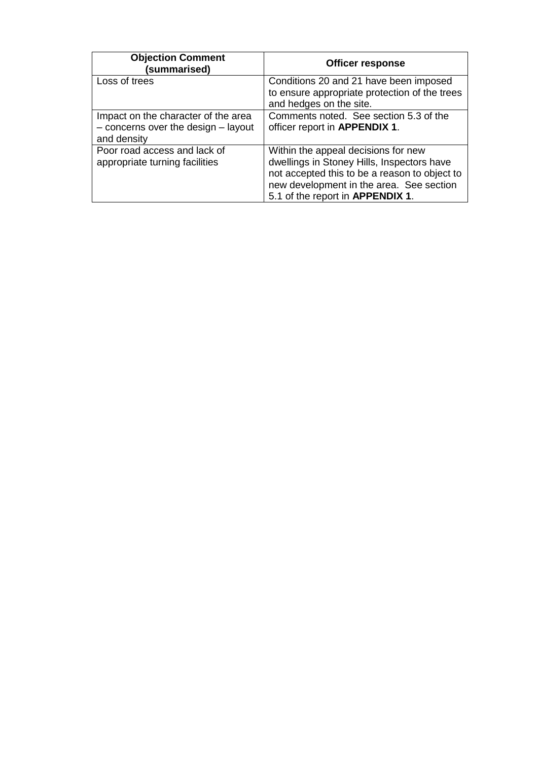| Objection Comment (summarised) | Officer response |
|---|---|
| Loss of trees | Conditions 20 and 21 have been imposed to ensure appropriate protection of the trees and hedges on the site. |
| Impact on the character of the area – concerns over the design – layout and density | Comments noted. See section 5.3 of the officer report in **APPENDIX 1**. |
| Poor road access and lack of appropriate turning facilities | Within the appeal decisions for new dwellings in Stoney Hills, Inspectors have not accepted this to be a reason to object to new development in the area. See section 5.1 of the report in **APPENDIX 1**. |